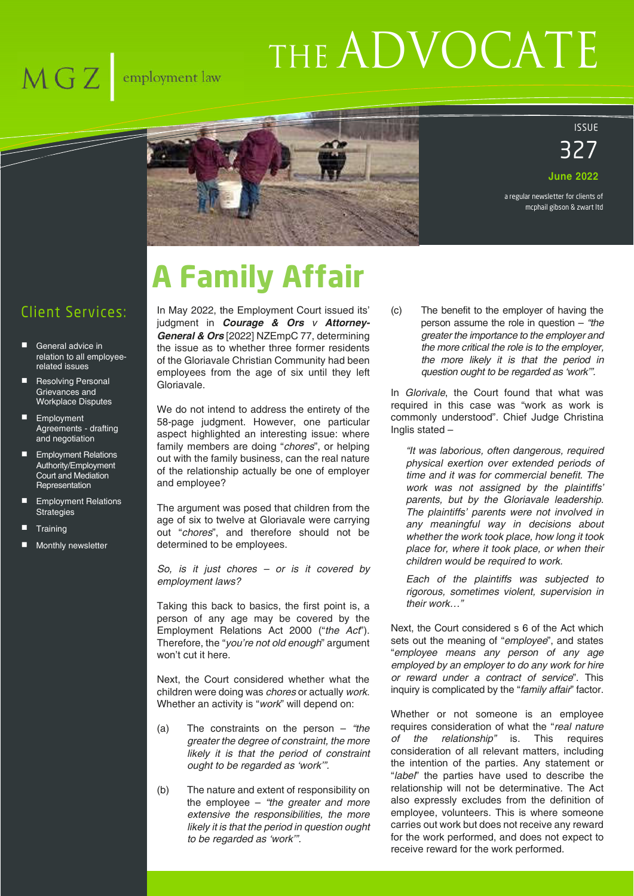# THE ADVOCATE

MGZ | employment law

ISSUE 327

**June 2022**

a regular newsletter for clients of mcphail gibson & zwart ltd

## Client Services:

- General advice in relation to all employee-related issues
- Resolving Personal Grievances and Workplace Disputes
- Employment Agreements - drafting and negotiation
- Employment Relations Authority/Employment Court and Mediation Representation
- Employment Relations Strategies
- Training
- Monthly newsletter

# A Family Affair

In May 2022, the Employment Court issued its' judgment in ***Courage & Ors** v **Attorney-General & Ors*** [2022] NZEmpC 77, determining the issue as to whether three former residents of the Gloriavale Christian Community had been employees from the age of six until they left Gloriavale.

We do not intend to address the entirety of the 58-page judgment. However, one particular aspect highlighted an interesting issue: where family members are doing "*chores*", or helping out with the family business, can the real nature of the relationship actually be one of employer and employee?

The argument was posed that children from the age of six to twelve at Gloriavale were carrying out "*chores*", and therefore should not be determined to be employees.

*So, is it just chores – or is it covered by employment laws?*

Taking this back to basics, the first point is, a person of any age may be covered by the Employment Relations Act 2000 ("*the Act*"). Therefore, the "*you're not old enough*" argument won't cut it here.

Next, the Court considered whether what the children were doing was *chores* or actually *work*. Whether an activity is "*work*" will depend on:

(a) The constraints on the person – *"the greater the degree of constraint, the more likely it is that the period of constraint ought to be regarded as 'work'"*.

(b) The nature and extent of responsibility on the employee – *"the greater and more extensive the responsibilities, the more likely it is that the period in question ought to be regarded as 'work'"*.

(c) The benefit to the employer of having the person assume the role in question – *"the greater the importance to the employer and the more critical the role is to the employer, the more likely it is that the period in question ought to be regarded as 'work'"*.

In *Glorivale*, the Court found that what was required in this case was "work as work is commonly understood". Chief Judge Christina Inglis stated –

> *"It was laborious, often dangerous, required physical exertion over extended periods of time and it was for commercial benefit. The work was not assigned by the plaintiffs' parents, but by the Gloriavale leadership. The plaintiffs' parents were not involved in any meaningful way in decisions about whether the work took place, how long it took place for, where it took place, or when their children would be required to work.*
>
> *Each of the plaintiffs was subjected to rigorous, sometimes violent, supervision in their work…"*

Next, the Court considered s 6 of the Act which sets out the meaning of "*employee*", and states "*employee means any person of any age employed by an employer to do any work for hire or reward under a contract of service*". This inquiry is complicated by the "*family affair*" factor.

Whether or not someone is an employee requires consideration of what the "*real nature of the relationship"* is. This requires consideration of all relevant matters, including the intention of the parties. Any statement or "*label*" the parties have used to describe the relationship will not be determinative. The Act also expressly excludes from the definition of employee, volunteers. This is where someone carries out work but does not receive any reward for the work performed, and does not expect to receive reward for the work performed.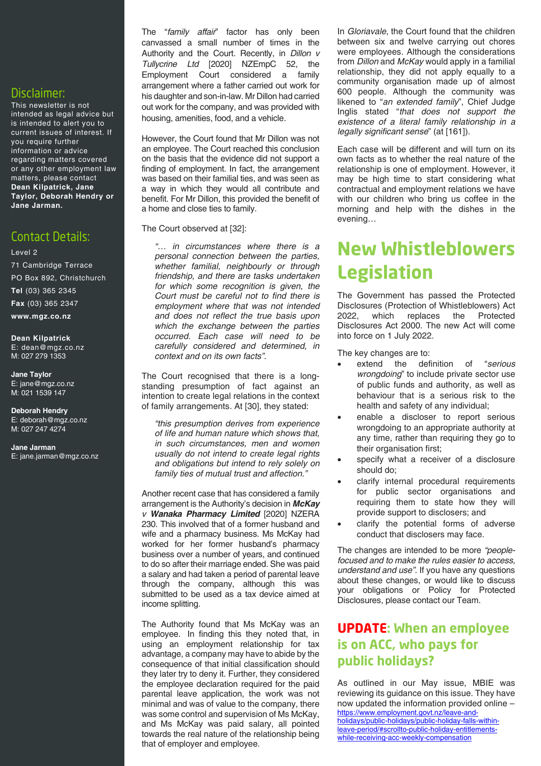## Disclaimer:

This newsletter is not intended as legal advice but is intended to alert you to current issues of interest. If you require further information or advice regarding matters covered or any other employment law matters, please contact **Dean Kilpatrick, Jane Taylor, Deborah Hendry or Jane Jarman.**

## Contact Details:

Level 2
71 Cambridge Terrace
PO Box 892, Christchurch
**Tel** (03) 365 2345
**Fax** (03) 365 2347
**www.mgz.co.nz**

**Dean Kilpatrick**
E: dean@mgz.co.nz
M: 027 279 1353

**Jane Taylor**
E: jane@mgz.co.nz
M: 021 1539 147

**Deborah Hendry**
E: deborah@mgz.co.nz
M: 027 247 4274

**Jane Jarman**
E: jane.jarman@mgz.co.nz

The "*family affair*" factor has only been canvassed a small number of times in the Authority and the Court. Recently, in *Dillon v Tullycrine Ltd* [2020] NZEmpC 52, the Employment Court considered a family arrangement where a father carried out work for his daughter and son-in-law. Mr Dillon had carried out work for the company, and was provided with housing, amenities, food, and a vehicle.

However, the Court found that Mr Dillon was not an employee. The Court reached this conclusion on the basis that the evidence did not support a finding of employment. In fact, the arrangement was based on their familial ties, and was seen as a way in which they would all contribute and benefit. For Mr Dillon, this provided the benefit of a home and close ties to family.

The Court observed at [32]:

> *"… in circumstances where there is a personal connection between the parties, whether familial, neighbourly or through friendship, and there are tasks undertaken for which some recognition is given, the Court must be careful not to find there is employment where that was not intended and does not reflect the true basis upon which the exchange between the parties occurred. Each case will need to be carefully considered and determined, in context and on its own facts".*

The Court recognised that there is a long-standing presumption of fact against an intention to create legal relations in the context of family arrangements. At [30], they stated:

> *"this presumption derives from experience of life and human nature which shows that, in such circumstances, men and women usually do not intend to create legal rights and obligations but intend to rely solely on family ties of mutual trust and affection."*

Another recent case that has considered a family arrangement is the Authority's decision in ***McKay v Wanaka Pharmacy Limited*** [2020] NZERA 230. This involved that of a former husband and wife and a pharmacy business. Ms McKay had worked for her former husband's pharmacy business over a number of years, and continued to do so after their marriage ended. She was paid a salary and had taken a period of parental leave through the company, although this was submitted to be used as a tax device aimed at income splitting.

The Authority found that Ms McKay was an employee. In finding this they noted that, in using an employment relationship for tax advantage, a company may have to abide by the consequence of that initial classification should they later try to deny it. Further, they considered the employee declaration required for the paid parental leave application, the work was not minimal and was of value to the company, there was some control and supervision of Ms McKay, and Ms McKay was paid salary, all pointed towards the real nature of the relationship being that of employer and employee.

In *Gloriavale*, the Court found that the children between six and twelve carrying out chores were employees. Although the considerations from *Dillon* and *McKay* would apply in a familial relationship, they did not apply equally to a community organisation made up of almost 600 people. Although the community was likened to "*an extended family*", Chief Judge Inglis stated "*that does not support the existence of a literal family relationship in a legally significant sense*" (at [161]).

Each case will be different and will turn on its own facts as to whether the real nature of the relationship is one of employment. However, it may be high time to start considering what contractual and employment relations we have with our children who bring us coffee in the morning and help with the dishes in the evening…

# New Whistleblowers Legislation

The Government has passed the Protected Disclosures (Protection of Whistleblowers) Act 2022, which replaces the Protected Disclosures Act 2000. The new Act will come into force on 1 July 2022.

The key changes are to:

- extend the definition of "*serious wrongdoing*" to include private sector use of public funds and authority, as well as behaviour that is a serious risk to the health and safety of any individual;
- enable a discloser to report serious wrongdoing to an appropriate authority at any time, rather than requiring they go to their organisation first;
- specify what a receiver of a disclosure should do;
- clarify internal procedural requirements for public sector organisations and requiring them to state how they will provide support to disclosers; and
- clarify the potential forms of adverse conduct that disclosers may face.

The changes are intended to be more *"people-focused and to make the rules easier to access, understand and use"*. If you have any questions about these changes, or would like to discuss your obligations or Policy for Protected Disclosures, please contact our Team.

## UPDATE: When an employee is on ACC, who pays for public holidays?

As outlined in our May issue, MBIE was reviewing its guidance on this issue. They have now updated the information provided online – https://www.employment.govt.nz/leave-and-holidays/public-holidays/public-holiday-falls-within-leave-period/#scrollto-public-holiday-entitlements-while-receiving-acc-weekly-compensation